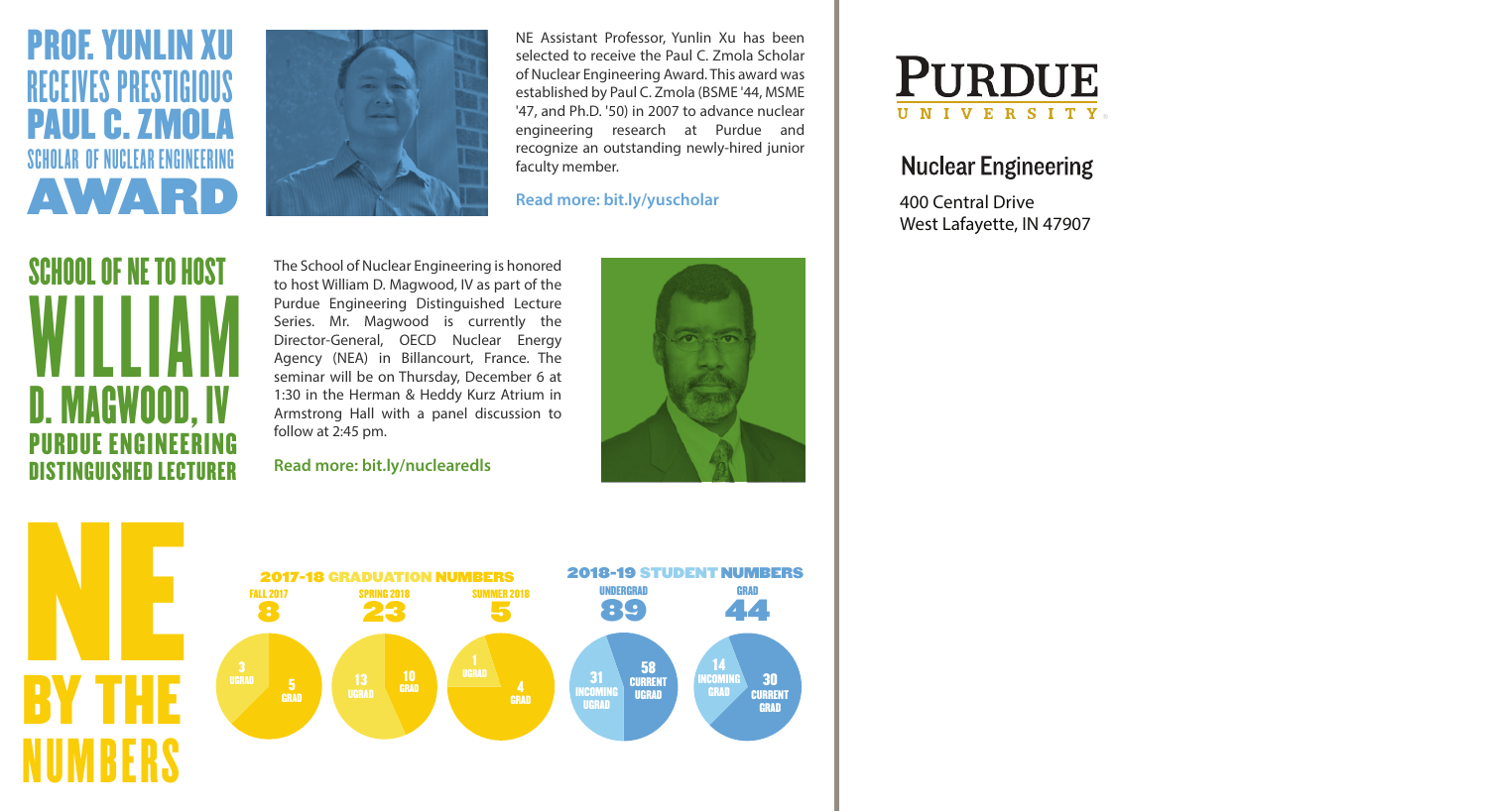# PROF. YUNLIN XU RECEIVES PRESTIGIOUS PAUL C. ZMOLA SCHOLAR OF NUCLEAR ENGINEERING AWARD

NE Assistant Professor, Yunlin Xu has been selected to receive the Paul C. Zmola Scholar of Nuclear Engineering Award. This award was established by Paul C. Zmola (BSME '44, MSME '47, and Ph.D. '50) in 2007 to advance nuclear engineering research at Purdue and recognize an outstanding newly-hired junior faculty member.

**Read more: bit.ly/yuscholar**

# SCHOOL OF NE TO HOST WILLIAM D. MAGWOOD, IV PURDUE ENGINEERING DISTINGUISHED LECTURER

The School of Nuclear Engineering is honored to host William D. Magwood, IV as part of the Purdue Engineering Distinguished Lecture Series. Mr. Magwood is currently the Director-General, OECD Nuclear Energy Agency (NEA) in Billancourt, France. The seminar will be on Thursday, December 6 at 1:30 in the Herman & Heddy Kurz Atrium in Armstrong Hall with a panel discussion to follow at 2:45 pm.

**Read more: bit.ly/nuclearedls**

# NE BY THE NUMBERS

## 2017-18 GRADUATION NUMBERS

| | FALL 2017 | SPRING 2018 | SUMMER 2018 |
|---|---|---|---|
| Total | 8 | 23 | 5 |
| UGRAD | 3 | 13 | 1 |
| GRAD | 5 | 10 | 4 |

## 2018-19 STUDENT NUMBERS

| | UNDERGRAD | GRAD |
|---|---|---|
| Total | 89 | 44 |
| Incoming | 31 | 14 |
| Current | 58 | 30 |

**PURDUE UNIVERSITY**

Nuclear Engineering

400 Central Drive
West Lafayette, IN 47907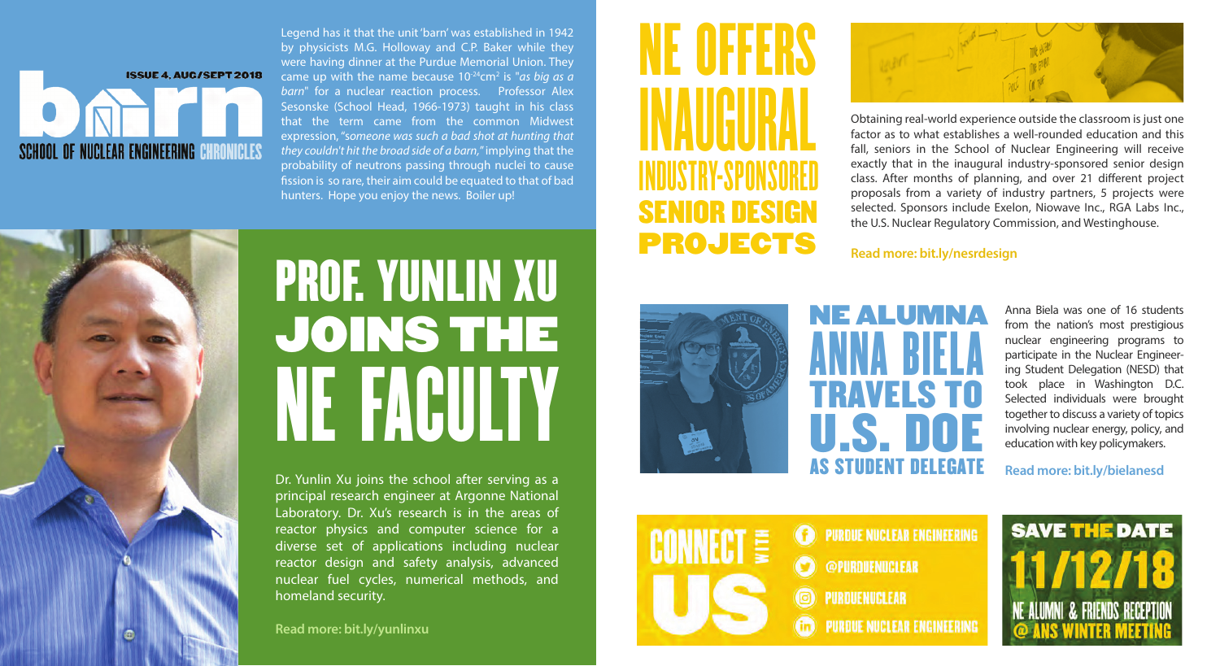ISSUE 4, AUG/SEPT 2018

# barn

SCHOOL OF NUCLEAR ENGINEERING CHRONICLES

Legend has it that the unit 'barn' was established in 1942 by physicists M.G. Holloway and C.P. Baker while they were having dinner at the Purdue Memorial Union. They came up with the name because $10^{-24}$cm$^2$ is "*as big as a barn*" for a nuclear reaction process. Professor Alex Sesonske (School Head, 1966-1973) taught in his class that the term came from the common Midwest expression, "*someone was such a bad shot at hunting that they couldn't hit the broad side of a barn,*" implying that the probability of neutrons passing through nuclei to cause fission is so rare, their aim could be equated to that of bad hunters. Hope you enjoy the news. Boiler up!

## PROF. YUNLIN XU JOINS THE NE FACULTY

Dr. Yunlin Xu joins the school after serving as a principal research engineer at Argonne National Laboratory. Dr. Xu's research is in the areas of reactor physics and computer science for a diverse set of applications including nuclear reactor design and safety analysis, advanced nuclear fuel cycles, numerical methods, and homeland security.

**Read more: bit.ly/yunlinxu**

## NE OFFERS INAUGURAL INDUSTRY-SPONSORED SENIOR DESIGN PROJECTS

Obtaining real-world experience outside the classroom is just one factor as to what establishes a well-rounded education and this fall, seniors in the School of Nuclear Engineering will receive exactly that in the inaugural industry-sponsored senior design class. After months of planning, and over 21 different project proposals from a variety of industry partners, 5 projects were selected. Sponsors include Exelon, Niowave Inc., RGA Labs Inc., the U.S. Nuclear Regulatory Commission, and Westinghouse.

**Read more: bit.ly/nesrdesign**

## NE ALUMNA ANNA BIELA TRAVELS TO U.S. DOE AS STUDENT DELEGATE

Anna Biela was one of 16 students from the nation's most prestigious nuclear engineering programs to participate in the Nuclear Engineering Student Delegation (NESD) that took place in Washington D.C. Selected individuals were brought together to discuss a variety of topics involving nuclear energy, policy, and education with key policymakers.

**Read more: bit.ly/bielanesd**

## CONNECT WITH US

- PURDUE NUCLEAR ENGINEERING
- @PURDUENUCLEAR
- PURDUENUCLEAR
- PURDUE NUCLEAR ENGINEERING

## SAVE THE DATE

**11/12/18**

NE ALUMNI & FRIENDS RECEPTION @ ANS WINTER MEETING